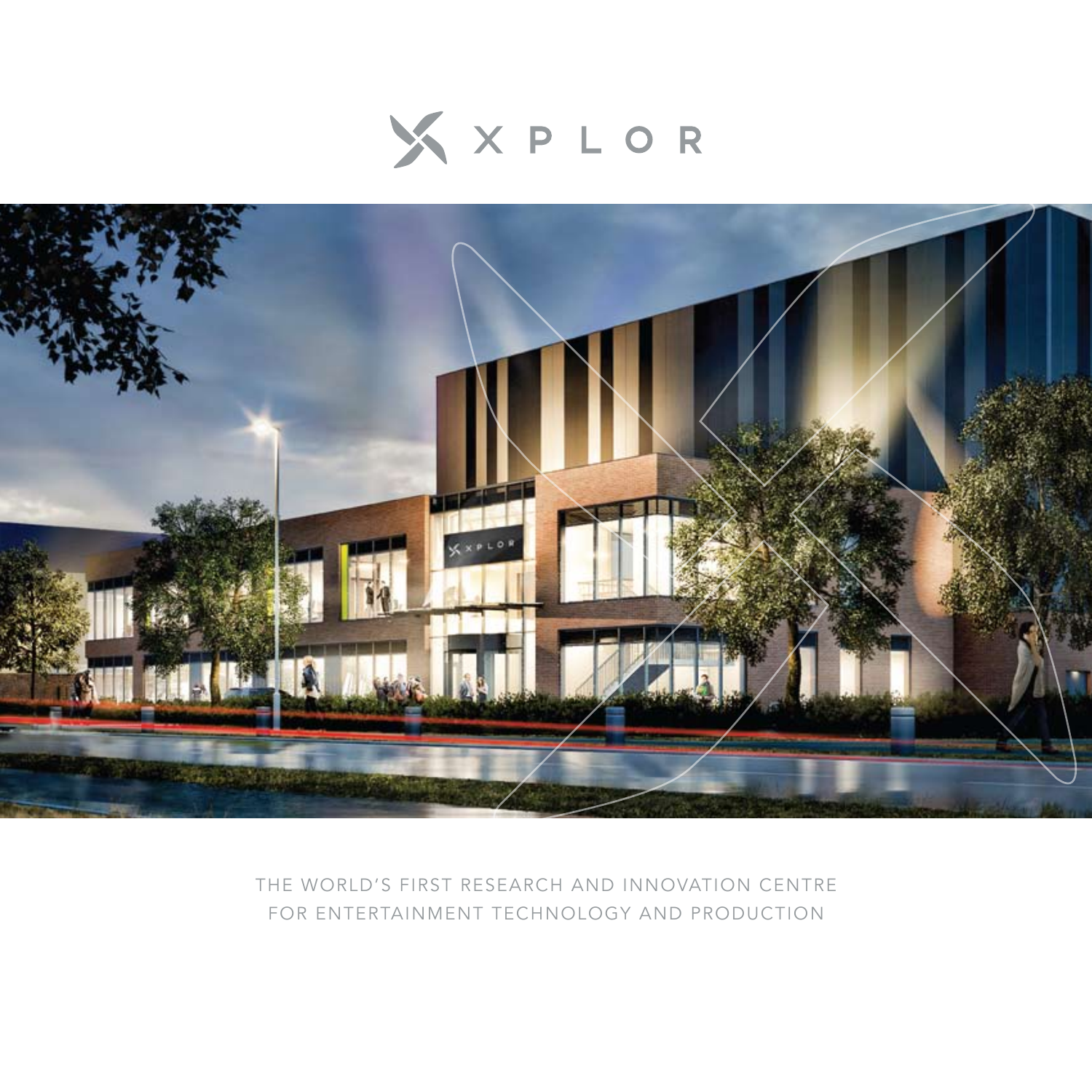# XPLOR

THE WORLD'S FIRST RESEARCH AND INNOVATION CENTRE FOR ENTERTAINMENT TECHNOLOGY AND PRODUCTION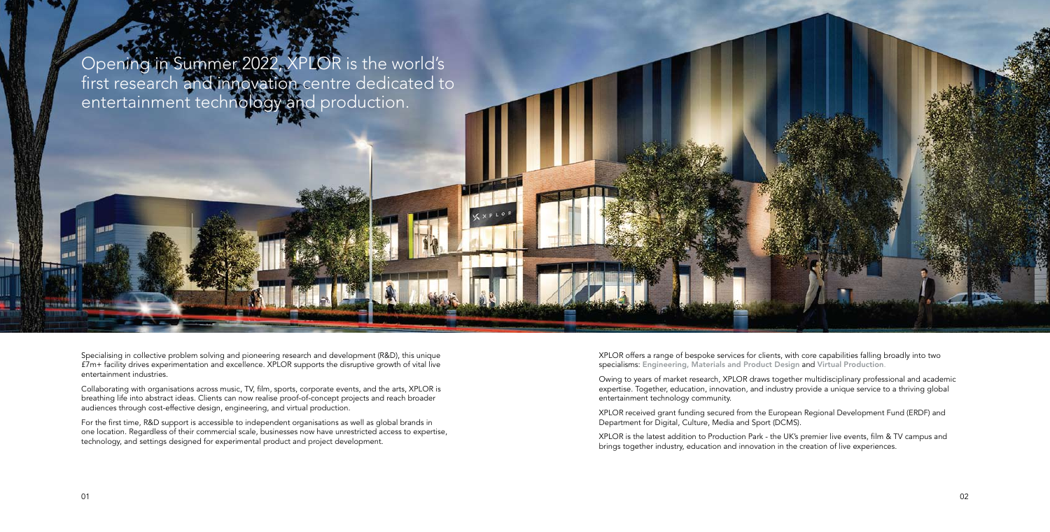# Opening in Summer 2022, XPLOR is the world's first research and innovation centre dedicated to entertainment technology and production.

Specialising in collective problem solving and pioneering research and development (R&D), this unique £7m+ facility drives experimentation and excellence. XPLOR supports the disruptive growth of vital live entertainment industries.

Collaborating with organisations across music, TV, film, sports, corporate events, and the arts, XPLOR is breathing life into abstract ideas. Clients can now realise proof-of-concept projects and reach broader audiences through cost-effective design, engineering, and virtual production.

For the first time, R&D support is accessible to independent organisations as well as global brands in one location. Regardless of their commercial scale, businesses now have unrestricted access to expertise, technology, and settings designed for experimental product and project development.

XPLOR offers a range of bespoke services for clients, with core capabilities falling broadly into two specialisms: **Engineering, Materials and Product Design** and **Virtual Production**.

Owing to years of market research, XPLOR draws together multidisciplinary professional and academic expertise. Together, education, innovation, and industry provide a unique service to a thriving global entertainment technology community.

XPLOR received grant funding secured from the European Regional Development Fund (ERDF) and Department for Digital, Culture, Media and Sport (DCMS).

XPLOR is the latest addition to Production Park - the UK's premier live events, film & TV campus and brings together industry, education and innovation in the creation of live experiences.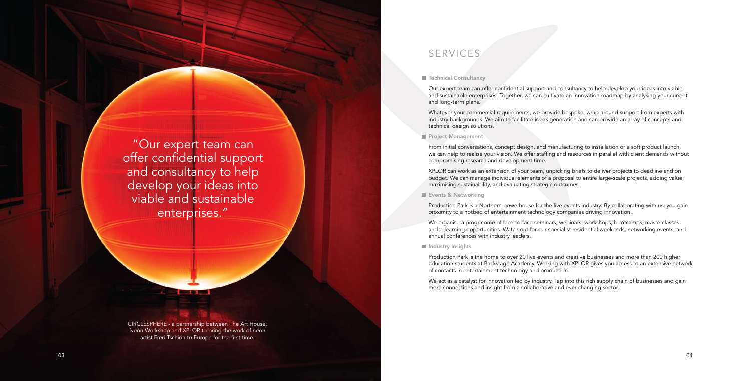"Our expert team can offer confidential support and consultancy to help develop your ideas into viable and sustainable enterprises."

CIRCLESPHERE - a partnership between The Art House, Neon Workshop and XPLOR to bring the work of neon artist Fred Tschida to Europe for the first time.

# SERVICES

## Technical Consultancy

Our expert team can offer confidential support and consultancy to help develop your ideas into viable and sustainable enterprises. Together, we can cultivate an innovation roadmap by analysing your current and long-term plans.

Whatever your commercial requirements, we provide bespoke, wrap-around support from experts with industry backgrounds. We aim to facilitate ideas generation and can provide an array of concepts and technical design solutions.

## Project Management

From initial conversations, concept design, and manufacturing to installation or a soft product launch, we can help to realise your vision. We offer staffing and resources in parallel with client demands without compromising research and development time.

XPLOR can work as an extension of your team, unpicking briefs to deliver projects to deadline and on budget. We can manage individual elements of a proposal to entire large-scale projects, adding value, maximising sustainability, and evaluating strategic outcomes.

## Events & Networking

Production Park is a Northern powerhouse for the live events industry. By collaborating with us, you gain proximity to a hotbed of entertainment technology companies driving innovation.

We organise a programme of face-to-face seminars, webinars, workshops, bootcamps, masterclasses and e-learning opportunities. Watch out for our specialist residential weekends, networking events, and annual conferences with industry leaders.

## Industry Insights

Production Park is the home to over 20 live events and creative businesses and more than 200 higher education students at Backstage Academy. Working with XPLOR gives you access to an extensive network of contacts in entertainment technology and production.

We act as a catalyst for innovation led by industry. Tap into this rich supply chain of businesses and gain more connections and insight from a collaborative and ever-changing sector.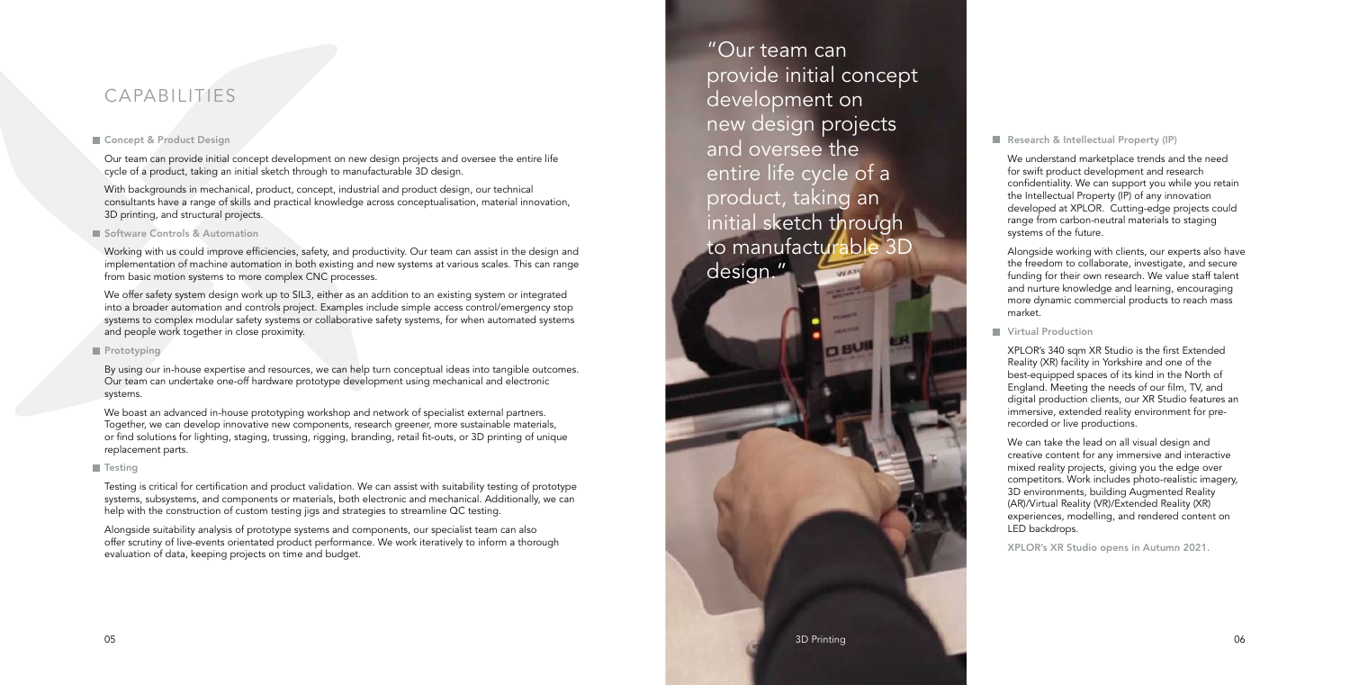# CAPABILITIES

## Concept & Product Design

Our team can provide initial concept development on new design projects and oversee the entire life cycle of a product, taking an initial sketch through to manufacturable 3D design.

With backgrounds in mechanical, product, concept, industrial and product design, our technical consultants have a range of skills and practical knowledge across conceptualisation, material innovation, 3D printing, and structural projects.

## Software Controls & Automation

Working with us could improve efficiencies, safety, and productivity. Our team can assist in the design and implementation of machine automation in both existing and new systems at various scales. This can range from basic motion systems to more complex CNC processes.

We offer safety system design work up to SIL3, either as an addition to an existing system or integrated into a broader automation and controls project. Examples include simple access control/emergency stop systems to complex modular safety systems or collaborative safety systems, for when automated systems and people work together in close proximity.

## Prototyping

By using our in-house expertise and resources, we can help turn conceptual ideas into tangible outcomes. Our team can undertake one-off hardware prototype development using mechanical and electronic systems.

We boast an advanced in-house prototyping workshop and network of specialist external partners. Together, we can develop innovative new components, research greener, more sustainable materials, or find solutions for lighting, staging, trussing, rigging, branding, retail fit-outs, or 3D printing of unique replacement parts.

## Testing

Testing is critical for certification and product validation. We can assist with suitability testing of prototype systems, subsystems, and components or materials, both electronic and mechanical. Additionally, we can help with the construction of custom testing jigs and strategies to streamline QC testing.

Alongside suitability analysis of prototype systems and components, our specialist team can also offer scrutiny of live-events orientated product performance. We work iteratively to inform a thorough evaluation of data, keeping projects on time and budget.

"Our team can provide initial concept development on new design projects and oversee the entire life cycle of a product, taking an initial sketch through to manufacturable 3D design."

3D Printing

## Research & Intellectual Property (IP)

We understand marketplace trends and the need for swift product development and research confidentiality. We can support you while you retain the Intellectual Property (IP) of any innovation developed at XPLOR. Cutting-edge projects could range from carbon-neutral materials to staging systems of the future.

Alongside working with clients, our experts also have the freedom to collaborate, investigate, and secure funding for their own research. We value staff talent and nurture knowledge and learning, encouraging more dynamic commercial products to reach mass market.

## Virtual Production

XPLOR's 340 sqm XR Studio is the first Extended Reality (XR) facility in Yorkshire and one of the best-equipped spaces of its kind in the North of England. Meeting the needs of our film, TV, and digital production clients, our XR Studio features an immersive, extended reality environment for pre-recorded or live productions.

We can take the lead on all visual design and creative content for any immersive and interactive mixed reality projects, giving you the edge over competitors. Work includes photo-realistic imagery, 3D environments, building Augmented Reality (AR)/Virtual Reality (VR)/Extended Reality (XR) experiences, modelling, and rendered content on LED backdrops.

**XPLOR's XR Studio opens in Autumn 2021.**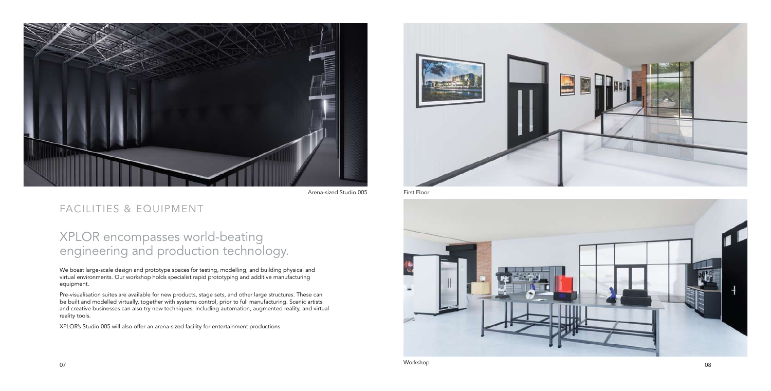Arena-sized Studio 005

## FACILITIES & EQUIPMENT

# XPLOR encompasses world-beating engineering and production technology.

We boast large-scale design and prototype spaces for testing, modelling, and building physical and virtual environments. Our workshop holds specialist rapid prototyping and additive manufacturing equipment.

Pre-visualisation suites are available for new products, stage sets, and other large structures. These can be built and modelled virtually, together with systems control, prior to full manufacturing. Scenic artists and creative businesses can also try new techniques, including automation, augmented reality, and virtual reality tools.

XPLOR's Studio 005 will also offer an arena-sized facility for entertainment productions.

First Floor

Workshop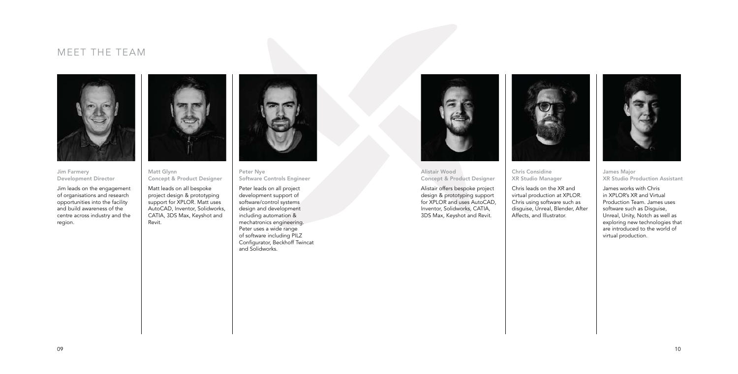## MEET THE TEAM

**Jim Farmery**
**Development Director**

Jim leads on the engagement of organisations and research opportunities into the facility and build awareness of the centre across industry and the region.

**Matt Glynn**
**Concept & Product Designer**

Matt leads on all bespoke project design & prototyping support for XPLOR. Matt uses AutoCAD, Inventor, Solidworks, CATIA, 3DS Max, Keyshot and Revit.

**Peter Nye**
**Software Controls Engineer**

Peter leads on all project development support of software/control systems design and development including automation & mechatronics engineering. Peter uses a wide range of software including PILZ Configurator, Beckhoff Twincat and Solidworks.

**Alistair Wood**
**Concept & Product Designer**

Alistair offers bespoke project design & prototyping support for XPLOR and uses AutoCAD, Inventor, Solidworks, CATIA, 3DS Max, Keyshot and Revit.

**Chris Considine**
**XR Studio Manager**

Chris leads on the XR and virtual production at XPLOR. Chris using software such as disguise, Unreal, Blender, After Affects, and Illustrator.

**James Major**
**XR Studio Production Assistant**

James works with Chris in XPLOR's XR and Virtual Production Team. James uses software such as Disguise, Unreal, Unity, Notch as well as exploring new technologies that are introduced to the world of virtual production.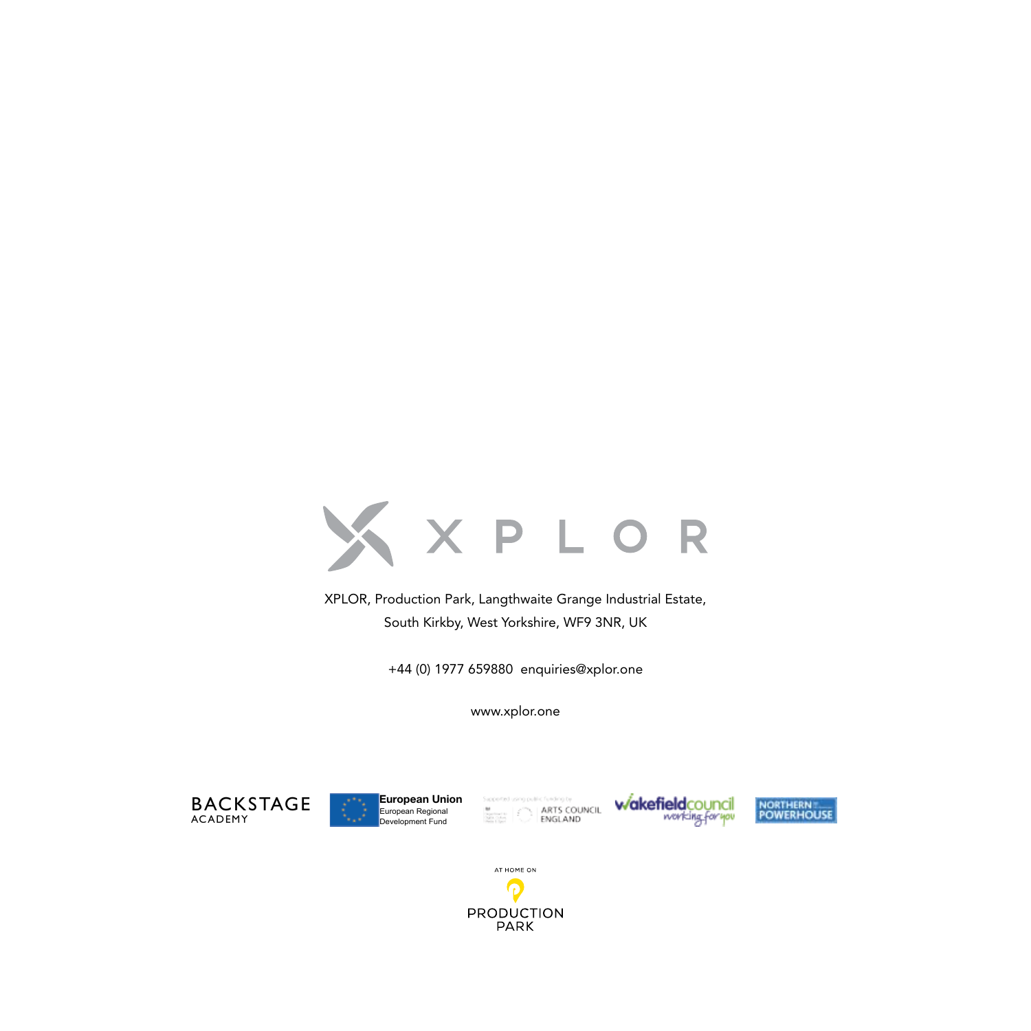XPLOR

XPLOR, Production Park, Langthwaite Grange Industrial Estate,
South Kirkby, West Yorkshire, WF9 3NR, UK

+44 (0) 1977 659880 enquiries@xplor.one

www.xplor.one

BACKSTAGE ACADEMY

European Union
European Regional Development Fund

ARTS COUNCIL ENGLAND

wakefieldcouncil working for you

NORTHERN POWERHOUSE

AT HOME ON
PRODUCTION PARK